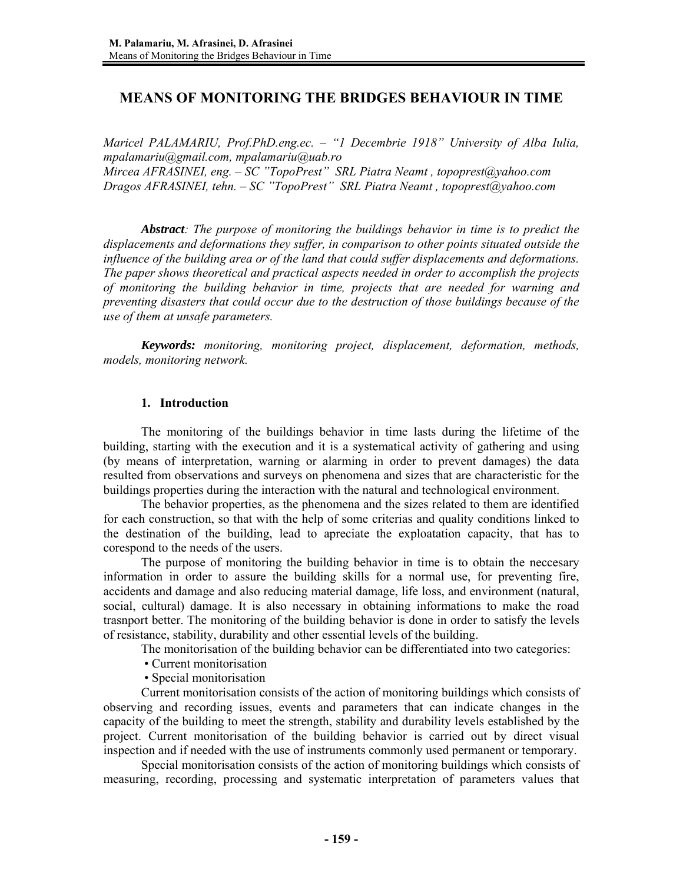# MEANS OF MONITORING THE BRIDGES BEHAVIOUR IN TIME

*Maricel PALAMARIU, Prof.PhD.eng.ec. – "1 Decembrie 1918" University of Alba Iulia, mpalamariu@gmail.com, mpalamariu@uab.ro*
*Mircea AFRASINEI, eng. – SC "TopoPrest" SRL Piatra Neamt , topoprest@yahoo.com*
*Dragos AFRASINEI, tehn. – SC "TopoPrest" SRL Piatra Neamt , topoprest@yahoo.com*

***Abstract**: The purpose of monitoring the buildings behavior in time is to predict the displacements and deformations they suffer, in comparison to other points situated outside the influence of the building area or of the land that could suffer displacements and deformations. The paper shows theoretical and practical aspects needed in order to accomplish the projects of monitoring the building behavior in time, projects that are needed for warning and preventing disasters that could occur due to the destruction of those buildings because of the use of them at unsafe parameters.*

***Keywords:** monitoring, monitoring project, displacement, deformation, methods, models, monitoring network.*

## 1. Introduction

The monitoring of the buildings behavior in time lasts during the lifetime of the building, starting with the execution and it is a systematical activity of gathering and using (by means of interpretation, warning or alarming in order to prevent damages) the data resulted from observations and surveys on phenomena and sizes that are characteristic for the buildings properties during the interaction with the natural and technological environment.

The behavior properties, as the phenomena and the sizes related to them are identified for each construction, so that with the help of some criterias and quality conditions linked to the destination of the building, lead to apreciate the exploatation capacity, that has to corespond to the needs of the users.

The purpose of monitoring the building behavior in time is to obtain the neccesary information in order to assure the building skills for a normal use, for preventing fire, accidents and damage and also reducing material damage, life loss, and environment (natural, social, cultural) damage. It is also necessary in obtaining informations to make the road trasnport better. The monitoring of the building behavior is done in order to satisfy the levels of resistance, stability, durability and other essential levels of the building.

The monitorisation of the building behavior can be differentiated into two categories:

- Current monitorisation
- Special monitorisation

Current monitorisation consists of the action of monitoring buildings which consists of observing and recording issues, events and parameters that can indicate changes in the capacity of the building to meet the strength, stability and durability levels established by the project. Current monitorisation of the building behavior is carried out by direct visual inspection and if needed with the use of instruments commonly used permanent or temporary.

Special monitorisation consists of the action of monitoring buildings which consists of measuring, recording, processing and systematic interpretation of parameters values that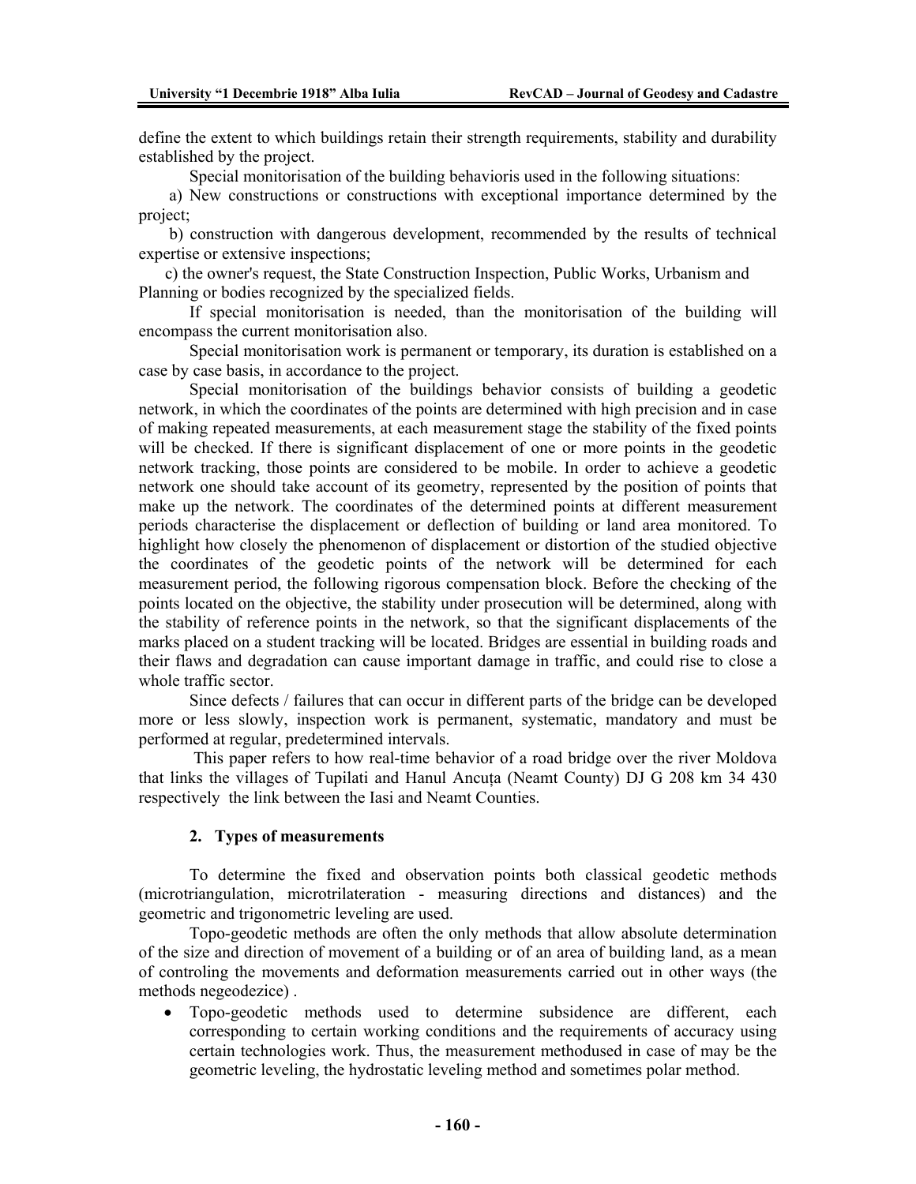define the extent to which buildings retain their strength requirements, stability and durability established by the project.

Special monitorisation of the building behavioris used in the following situations:

a) New constructions or constructions with exceptional importance determined by the project;

b) construction with dangerous development, recommended by the results of technical expertise or extensive inspections;

c) the owner's request, the State Construction Inspection, Public Works, Urbanism and Planning or bodies recognized by the specialized fields.

If special monitorisation is needed, than the monitorisation of the building will encompass the current monitorisation also.

Special monitorisation work is permanent or temporary, its duration is established on a case by case basis, in accordance to the project.

Special monitorisation of the buildings behavior consists of building a geodetic network, in which the coordinates of the points are determined with high precision and in case of making repeated measurements, at each measurement stage the stability of the fixed points will be checked. If there is significant displacement of one or more points in the geodetic network tracking, those points are considered to be mobile. In order to achieve a geodetic network one should take account of its geometry, represented by the position of points that make up the network. The coordinates of the determined points at different measurement periods characterise the displacement or deflection of building or land area monitored. To highlight how closely the phenomenon of displacement or distortion of the studied objective the coordinates of the geodetic points of the network will be determined for each measurement period, the following rigorous compensation block. Before the checking of the points located on the objective, the stability under prosecution will be determined, along with the stability of reference points in the network, so that the significant displacements of the marks placed on a student tracking will be located. Bridges are essential in building roads and their flaws and degradation can cause important damage in traffic, and could rise to close a whole traffic sector.

Since defects / failures that can occur in different parts of the bridge can be developed more or less slowly, inspection work is permanent, systematic, mandatory and must be performed at regular, predetermined intervals.

This paper refers to how real-time behavior of a road bridge over the river Moldova that links the villages of Tupilati and Hanul Ancuța (Neamt County) DJ G 208 km 34 430 respectively the link between the Iasi and Neamt Counties.

## 2. Types of measurements

To determine the fixed and observation points both classical geodetic methods (microtriangulation, microtrilateration - measuring directions and distances) and the geometric and trigonometric leveling are used.

Topo-geodetic methods are often the only methods that allow absolute determination of the size and direction of movement of a building or of an area of building land, as a mean of controling the movements and deformation measurements carried out in other ways (the methods negeodezice) .

- Topo-geodetic methods used to determine subsidence are different, each corresponding to certain working conditions and the requirements of accuracy using certain technologies work. Thus, the measurement methodused in case of may be the geometric leveling, the hydrostatic leveling method and sometimes polar method.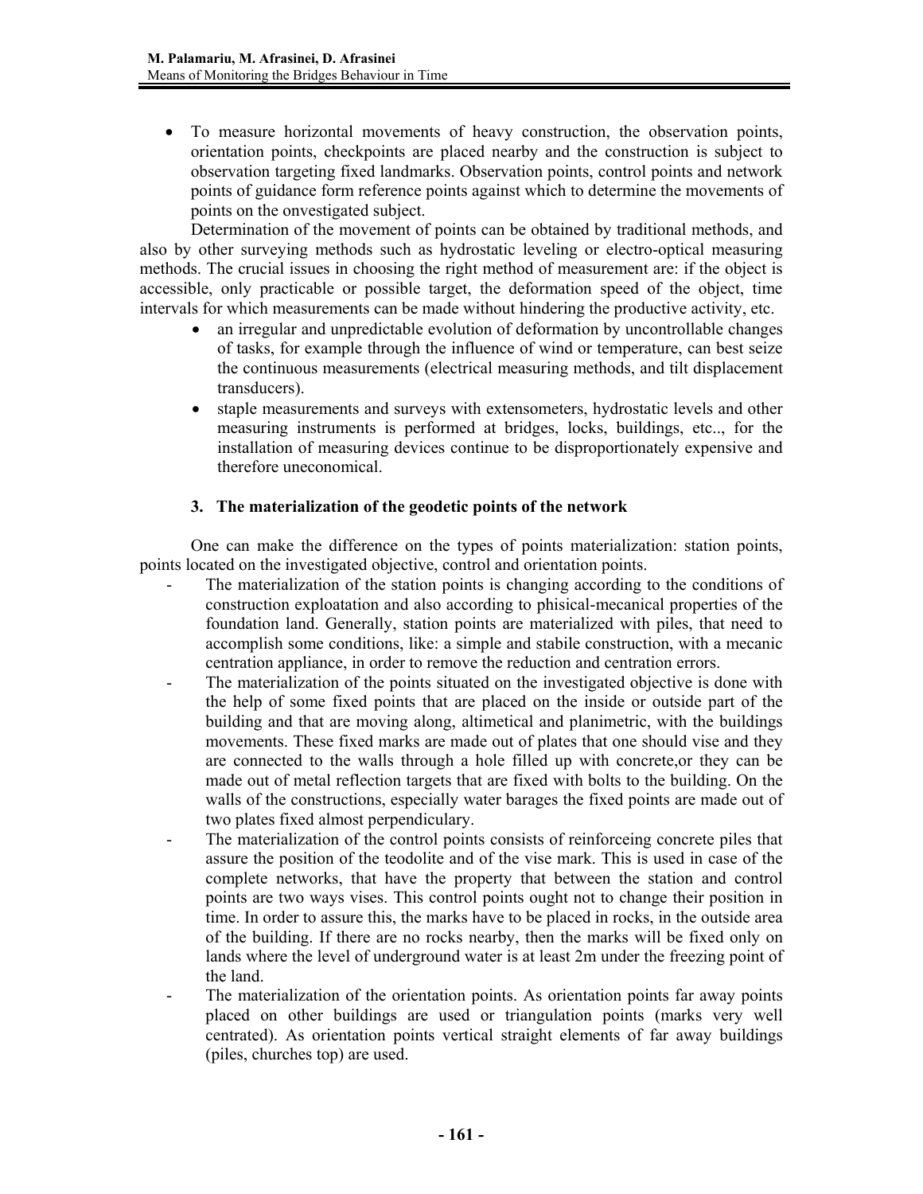- To measure horizontal movements of heavy construction, the observation points, orientation points, checkpoints are placed nearby and the construction is subject to observation targeting fixed landmarks. Observation points, control points and network points of guidance form reference points against which to determine the movements of points on the onvestigated subject.

Determination of the movement of points can be obtained by traditional methods, and also by other surveying methods such as hydrostatic leveling or electro-optical measuring methods. The crucial issues in choosing the right method of measurement are: if the object is accessible, only practicable or possible target, the deformation speed of the object, time intervals for which measurements can be made without hindering the productive activity, etc.

- an irregular and unpredictable evolution of deformation by uncontrollable changes of tasks, for example through the influence of wind or temperature, can best seize the continuous measurements (electrical measuring methods, and tilt displacement transducers).
- staple measurements and surveys with extensometers, hydrostatic levels and other measuring instruments is performed at bridges, locks, buildings, etc.., for the installation of measuring devices continue to be disproportionately expensive and therefore uneconomical.

### 3. The materialization of the geodetic points of the network

One can make the difference on the types of points materialization: station points, points located on the investigated objective, control and orientation points.

- The materialization of the station points is changing according to the conditions of construction exploatation and also according to phisical-mecanical properties of the foundation land. Generally, station points are materialized with piles, that need to accomplish some conditions, like: a simple and stabile construction, with a mecanic centration appliance, in order to remove the reduction and centration errors.
- The materialization of the points situated on the investigated objective is done with the help of some fixed points that are placed on the inside or outside part of the building and that are moving along, altimetical and planimetric, with the buildings movements. These fixed marks are made out of plates that one should vise and they are connected to the walls through a hole filled up with concrete,or they can be made out of metal reflection targets that are fixed with bolts to the building. On the walls of the constructions, especially water barages the fixed points are made out of two plates fixed almost perpendiculary.
- The materialization of the control points consists of reinforceing concrete piles that assure the position of the teodolite and of the vise mark. This is used in case of the complete networks, that have the property that between the station and control points are two ways vises. This control points ought not to change their position in time. In order to assure this, the marks have to be placed in rocks, in the outside area of the building. If there are no rocks nearby, then the marks will be fixed only on lands where the level of underground water is at least 2m under the freezing point of the land.
- The materialization of the orientation points. As orientation points far away points placed on other buildings are used or triangulation points (marks very well centrated). As orientation points vertical straight elements of far away buildings (piles, churches top) are used.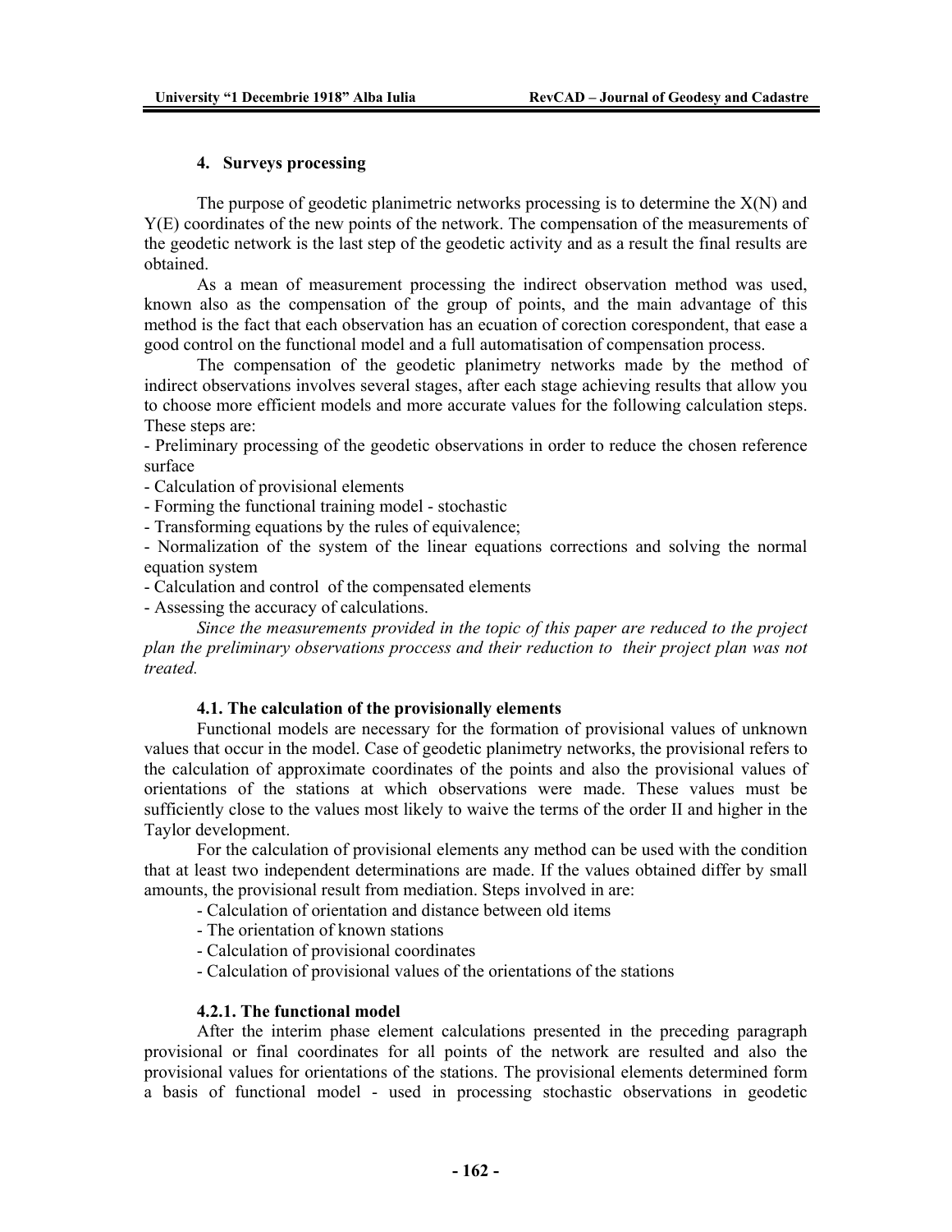## 4. Surveys processing

The purpose of geodetic planimetric networks processing is to determine the X(N) and Y(E) coordinates of the new points of the network. The compensation of the measurements of the geodetic network is the last step of the geodetic activity and as a result the final results are obtained.

As a mean of measurement processing the indirect observation method was used, known also as the compensation of the group of points, and the main advantage of this method is the fact that each observation has an ecuation of corection corespondent, that ease a good control on the functional model and a full automatisation of compensation process.

The compensation of the geodetic planimetry networks made by the method of indirect observations involves several stages, after each stage achieving results that allow you to choose more efficient models and more accurate values for the following calculation steps. These steps are:

- Preliminary processing of the geodetic observations in order to reduce the chosen reference surface
- Calculation of provisional elements
- Forming the functional training model - stochastic
- Transforming equations by the rules of equivalence;
- Normalization of the system of the linear equations corrections and solving the normal equation system
- Calculation and control of the compensated elements
- Assessing the accuracy of calculations.

*Since the measurements provided in the topic of this paper are reduced to the project plan the preliminary observations proccess and their reduction to their project plan was not treated.*

### 4.1. The calculation of the provisionally elements

Functional models are necessary for the formation of provisional values of unknown values that occur in the model. Case of geodetic planimetry networks, the provisional refers to the calculation of approximate coordinates of the points and also the provisional values of orientations of the stations at which observations were made. These values must be sufficiently close to the values most likely to waive the terms of the order II and higher in the Taylor development.

For the calculation of provisional elements any method can be used with the condition that at least two independent determinations are made. If the values obtained differ by small amounts, the provisional result from mediation. Steps involved in are:

- Calculation of orientation and distance between old items
- The orientation of known stations
- Calculation of provisional coordinates
- Calculation of provisional values of the orientations of the stations

#### 4.2.1. The functional model

After the interim phase element calculations presented in the preceding paragraph provisional or final coordinates for all points of the network are resulted and also the provisional values for orientations of the stations. The provisional elements determined form a basis of functional model - used in processing stochastic observations in geodetic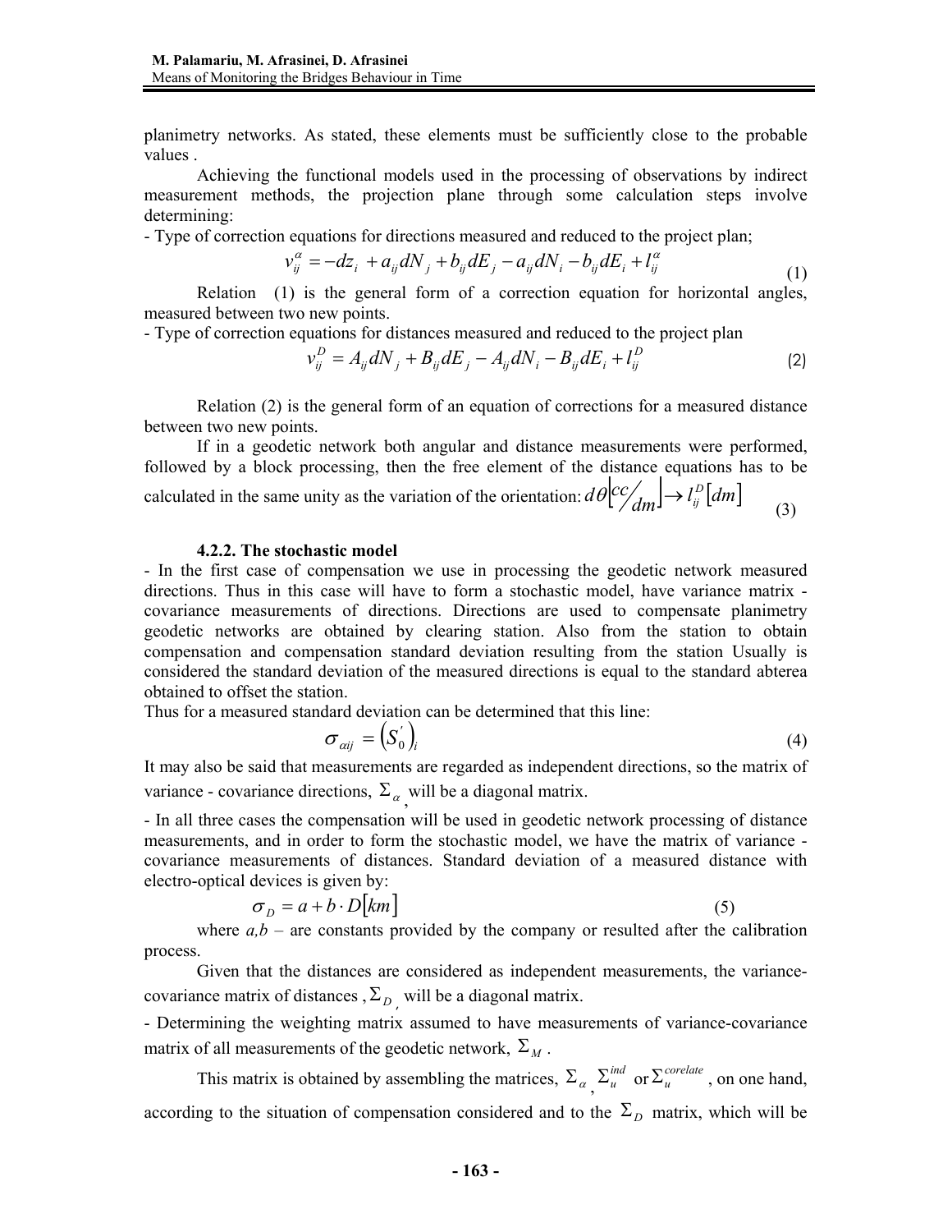planimetry networks. As stated, these elements must be sufficiently close to the probable values .

Achieving the functional models used in the processing of observations by indirect measurement methods, the projection plane through some calculation steps involve determining:

- Type of correction equations for directions measured and reduced to the project plan;

$$v_{ij}^{\alpha} = -dz_i + a_{ij}dN_j + b_{ij}dE_j - a_{ij}dN_i - b_{ij}dE_i + l_{ij}^{\alpha} \tag{1}$$

Relation (1) is the general form of a correction equation for horizontal angles, measured between two new points.

- Type of correction equations for distances measured and reduced to the project plan

$$v_{ij}^{D} = A_{ij}dN_j + B_{ij}dE_j - A_{ij}dN_i - B_{ij}dE_i + l_{ij}^{D} \tag{2}$$

Relation (2) is the general form of an equation of corrections for a measured distance between two new points.

If in a geodetic network both angular and distance measurements were performed, followed by a block processing, then the free element of the distance equations has to be calculated in the same unity as the variation of the orientation: $d\theta\left[{}^{cc}\!/\!_{dm}\right] \rightarrow l_{ij}^{D}\left[dm\right]$ (3)

### 4.2.2. The stochastic model

- In the first case of compensation we use in processing the geodetic network measured directions. Thus in this case will have to form a stochastic model, have variance matrix - covariance measurements of directions. Directions are used to compensate planimetry geodetic networks are obtained by clearing station. Also from the station to obtain compensation and compensation standard deviation resulting from the station Usually is considered the standard deviation of the measured directions is equal to the standard abterea obtained to offset the station.

Thus for a measured standard deviation can be determined that this line:

$$\sigma_{\alpha ij} = \left(S_0^{'}\right)_i \tag{4}$$

It may also be said that measurements are regarded as independent directions, so the matrix of variance - covariance directions, $\Sigma_{\alpha}$, will be a diagonal matrix.

- In all three cases the compensation will be used in geodetic network processing of distance measurements, and in order to form the stochastic model, we have the matrix of variance - covariance measurements of distances. Standard deviation of a measured distance with electro-optical devices is given by:

$$\sigma_D = a + b \cdot D\left[km\right] \tag{5}$$

where *a,b* – are constants provided by the company or resulted after the calibration process.

Given that the distances are considered as independent measurements, the variance-covariance matrix of distances , $\Sigma_D$, will be a diagonal matrix.

- Determining the weighting matrix assumed to have measurements of variance-covariance matrix of all measurements of the geodetic network, $\Sigma_M$ .

This matrix is obtained by assembling the matrices, $\Sigma_{\alpha}$, $\Sigma_u^{ind}$ or $\Sigma_u^{corelate}$ , on one hand, according to the situation of compensation considered and to the $\Sigma_D$ matrix, which will be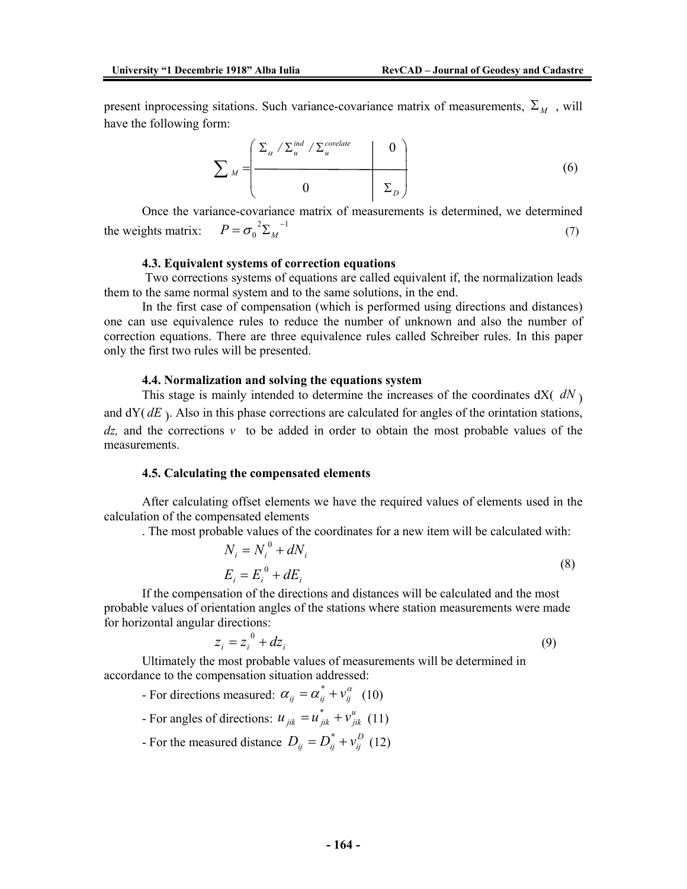present inprocessing sitations. Such variance-covariance matrix of measurements, $\Sigma_M$ , will have the following form:

$$\sum_M = \left( \begin{array}{c|c} \Sigma_\alpha / \Sigma_u^{ind} / \Sigma_u^{corelate} & 0 \\ \hline 0 & \Sigma_D \end{array} \right) \tag{6}$$

Once the variance-covariance matrix of measurements is determined, we determined the weights matrix: $P = \sigma_0{}^2 \Sigma_M{}^{-1}$ (7)

#### 4.3. Equivalent systems of correction equations

Two corrections systems of equations are called equivalent if, the normalization leads them to the same normal system and to the same solutions, in the end.

In the first case of compensation (which is performed using directions and distances) one can use equivalence rules to reduce the number of unknown and also the number of correction equations. There are three equivalence rules called Schreiber rules. In this paper only the first two rules will be presented.

#### 4.4. Normalization and solving the equations system

This stage is mainly intended to determine the increases of the coordinates dX( $dN$ ) and dY( $dE$ ). Also in this phase corrections are calculated for angles of the orintation stations, $dz$, and the corrections $v$ to be added in order to obtain the most probable values of the measurements.

#### 4.5. Calculating the compensated elements

After calculating offset elements we have the required values of elements used in the calculation of the compensated elements

. The most probable values of the coordinates for a new item will be calculated with:

$$\begin{aligned} N_i &= N_i{}^0 + dN_i \\ E_i &= E_i{}^0 + dE_i \end{aligned} \tag{8}$$

If the compensation of the directions and distances will be calculated and the most probable values of orientation angles of the stations where station measurements were made for horizontal angular directions:

$$z_i = z_i{}^0 + dz_i \tag{9}$$

Ultimately the most probable values of measurements will be determined in accordance to the compensation situation addressed:

- For directions measured: $\alpha_{ij} = \alpha_{ij}^* + v_{ij}^\alpha$ (10)
- For angles of directions: $u_{jik} = u_{jik}^* + v_{jik}^u$ (11)
- For the measured distance $D_{ij} = D_{ij}^* + v_{ij}^D$ (12)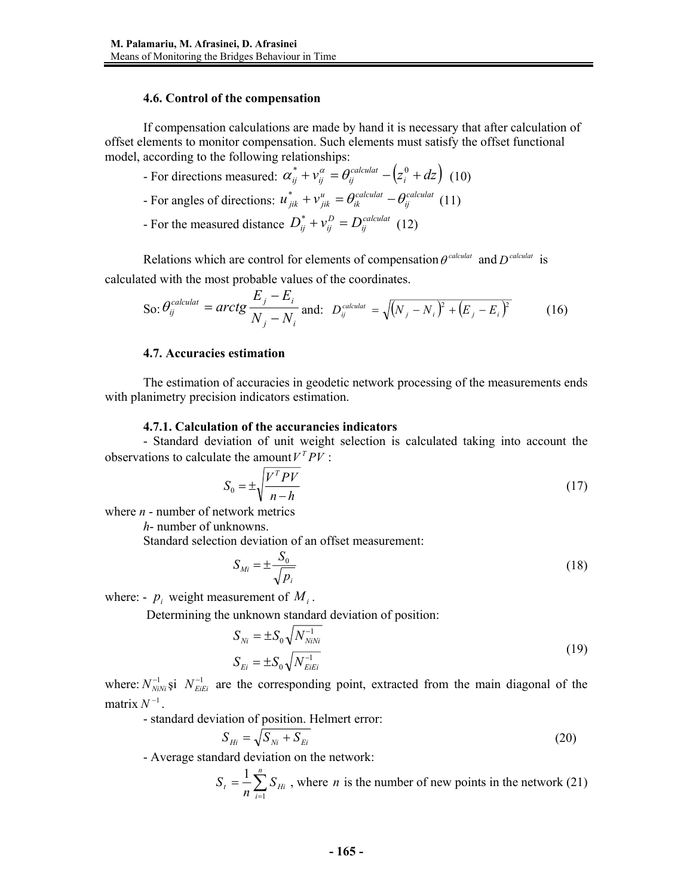### 4.6. Control of the compensation

If compensation calculations are made by hand it is necessary that after calculation of offset elements to monitor compensation. Such elements must satisfy the offset functional model, according to the following relationships:

- For directions measured: $\alpha_{ij}^{*} + v_{ij}^{\alpha} = \theta_{ij}^{calculat} - \left(z_i^0 + dz\right)$ (10)
- For angles of directions: $u_{jik}^{*} + v_{jik}^{u} = \theta_{ik}^{calculat} - \theta_{ij}^{calculat}$ (11)
- For the measured distance $D_{ij}^{*} + v_{ij}^{D} = D_{ij}^{calculat}$ (12)

Relations which are control for elements of compensation $\theta^{calculat}$ and $D^{calculat}$ is calculated with the most probable values of the coordinates.

So: $\theta_{ij}^{calculat} = arctg \dfrac{E_j - E_i}{N_j - N_i}$ and: $D_{ij}^{calculat} = \sqrt{\left(N_j - N_i\right)^2 + \left(E_j - E_i\right)^2}$ (16)

### 4.7. Accuracies estimation

The estimation of accuracies in geodetic network processing of the measurements ends with planimetry precision indicators estimation.

#### 4.7.1. Calculation of the accurancies indicators

- Standard deviation of unit weight selection is calculated taking into account the observations to calculate the amount $V^T PV$ :

$$S_0 = \pm\sqrt{\frac{V^T PV}{n-h}} \tag{17}$$

where *n* - number of network metrics

*h*- number of unknowns.

Standard selection deviation of an offset measurement:

$$S_{Mi} = \pm\frac{S_0}{\sqrt{p_i}} \tag{18}$$

where: - $p_i$ weight measurement of $M_i$ .

Determining the unknown standard deviation of position:

$$S_{Ni} = \pm S_0\sqrt{N_{NiNi}^{-1}}$$
$$S_{Ei} = \pm S_0\sqrt{N_{EiEi}^{-1}} \tag{19}$$

where: $N_{NiNi}^{-1}$ şi $N_{EiEi}^{-1}$ are the corresponding point, extracted from the main diagonal of the matrix $N^{-1}$.

- standard deviation of position. Helmert error:

$$S_{Hi} = \sqrt{S_{Ni} + S_{Ei}} \tag{20}$$

- Average standard deviation on the network:

$S_t = \dfrac{1}{n}\sum_{i=1}^{n} S_{Hi}$ , where $n$ is the number of new points in the network (21)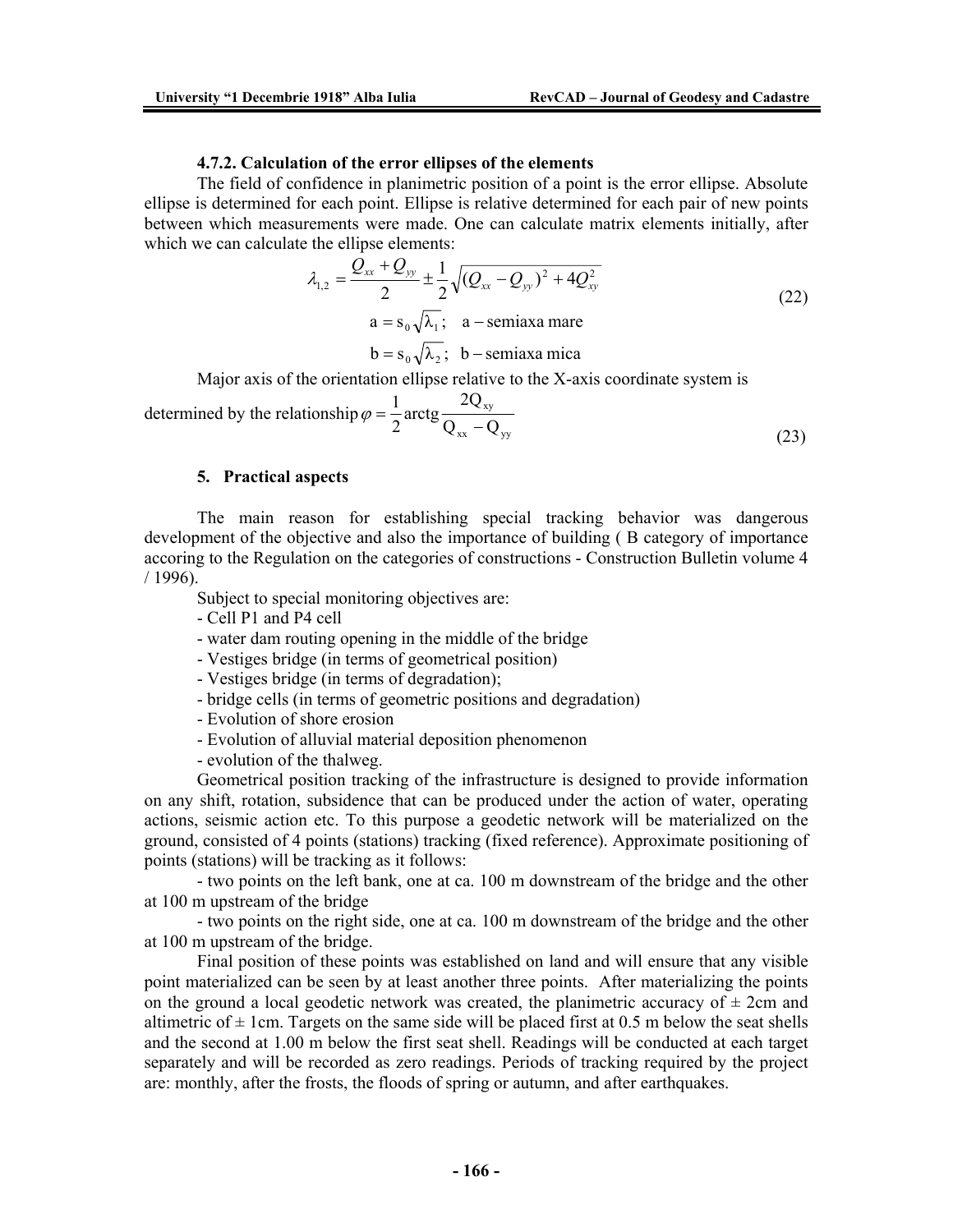### 4.7.2. Calculation of the error ellipses of the elements

The field of confidence in planimetric position of a point is the error ellipse. Absolute ellipse is determined for each point. Ellipse is relative determined for each pair of new points between which measurements were made. One can calculate matrix elements initially, after which we can calculate the ellipse elements:

$$\lambda_{1,2} = \frac{Q_{xx} + Q_{yy}}{2} \pm \frac{1}{2}\sqrt{(Q_{xx} - Q_{yy})^2 + 4Q_{xy}^2}$$
$$\mathrm{a} = \mathrm{s}_0\sqrt{\lambda_1}; \quad \mathrm{a} - \text{semiaxa mare}$$
$$\mathrm{b} = \mathrm{s}_0\sqrt{\lambda_2}; \quad \mathrm{b} - \text{semiaxa mica} \tag{22}$$

Major axis of the orientation ellipse relative to the X-axis coordinate system is determined by the relationship $\varphi = \frac{1}{2}\operatorname{arctg}\frac{2\mathrm{Q}_{xy}}{\mathrm{Q}_{xx} - \mathrm{Q}_{yy}}$ (23)

## 5. Practical aspects

The main reason for establishing special tracking behavior was dangerous development of the objective and also the importance of building ( B category of importance accoring to the Regulation on the categories of constructions - Construction Bulletin volume 4 / 1996).

Subject to special monitoring objectives are:

- Cell P1 and P4 cell
- water dam routing opening in the middle of the bridge
- Vestiges bridge (in terms of geometrical position)
- Vestiges bridge (in terms of degradation);
- bridge cells (in terms of geometric positions and degradation)
- Evolution of shore erosion
- Evolution of alluvial material deposition phenomenon
- evolution of the thalweg.

Geometrical position tracking of the infrastructure is designed to provide information on any shift, rotation, subsidence that can be produced under the action of water, operating actions, seismic action etc. To this purpose a geodetic network will be materialized on the ground, consisted of 4 points (stations) tracking (fixed reference). Approximate positioning of points (stations) will be tracking as it follows:

- two points on the left bank, one at ca. 100 m downstream of the bridge and the other at 100 m upstream of the bridge
- two points on the right side, one at ca. 100 m downstream of the bridge and the other at 100 m upstream of the bridge.

Final position of these points was established on land and will ensure that any visible point materialized can be seen by at least another three points. After materializing the points on the ground a local geodetic network was created, the planimetric accuracy of ± 2cm and altimetric of ± 1cm. Targets on the same side will be placed first at 0.5 m below the seat shells and the second at 1.00 m below the first seat shell. Readings will be conducted at each target separately and will be recorded as zero readings. Periods of tracking required by the project are: monthly, after the frosts, the floods of spring or autumn, and after earthquakes.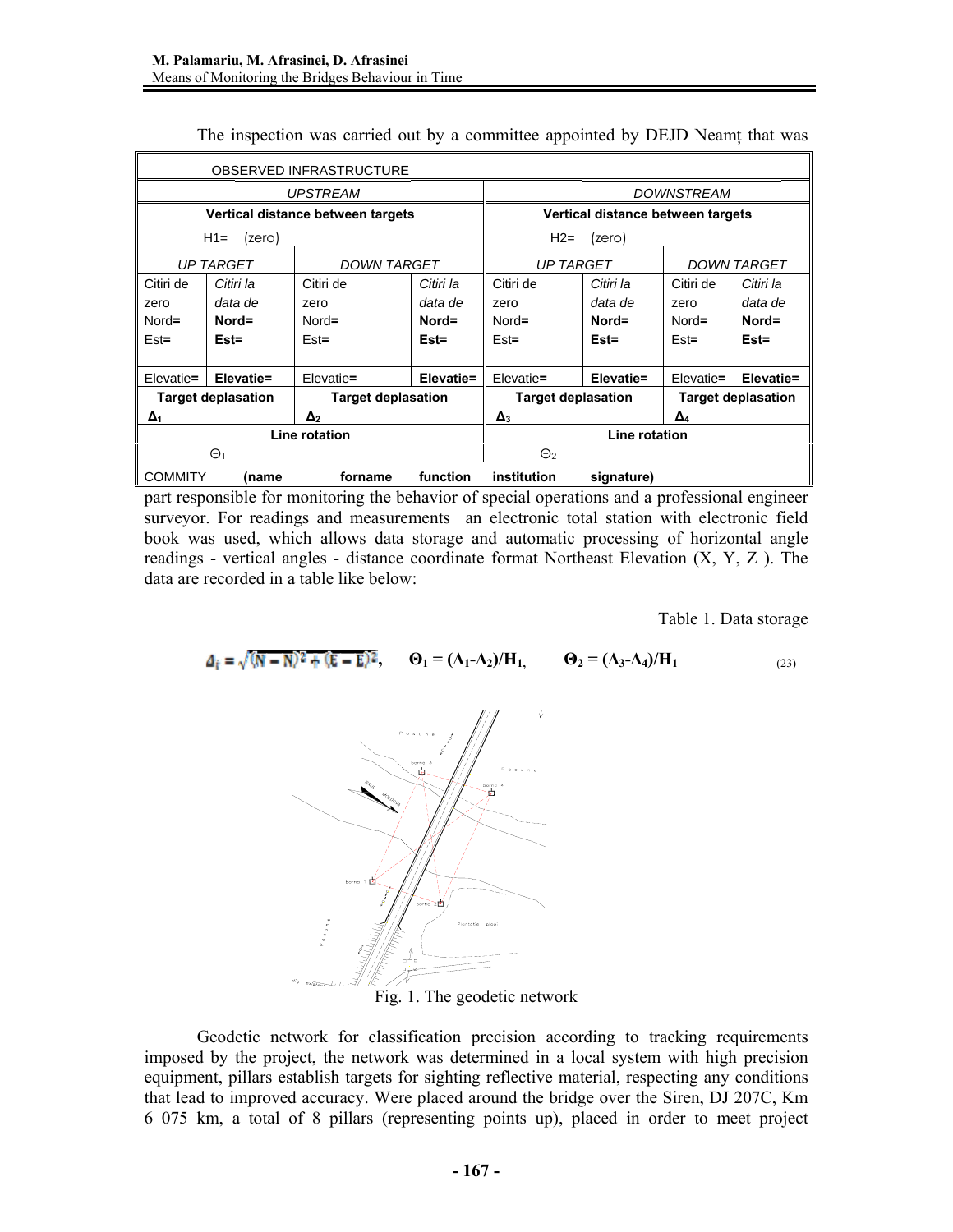The inspection was carried out by a committee appointed by DEJD Neamț that was

| OBSERVED INFRASTRUCTURE | | | | | | | |
|---|---|---|---|---|---|---|---|
| *UPSTREAM* | | | | *DOWNSTREAM* | | | |
| **Vertical distance between targets** H1= (zero) | | | | **Vertical distance between targets** H2= (zero) | | | |
| *UP TARGET* | | *DOWN TARGET* | | *UP TARGET* | | *DOWN TARGET* | |
| Citiri de zero Nord**=** Est**=** | *Citiri la data de* **Nord= Est=** | Citiri de zero Nord**=** Est**=** | *Citiri la data de* **Nord= Est=** | Citiri de zero Nord**=** Est**=** | *Citiri la data de* **Nord= Est=** | Citiri de zero Nord**=** Est**=** | *Citiri la data de* **Nord= Est=** |
| Elevatie**=** | **Elevatie=** | Elevatie**=** | **Elevatie=** | Elevatie**=** | **Elevatie=** | Elevatie**=** | **Elevatie=** |
| **Target deplasation** $\Delta_1$ | | **Target deplasation** $\Delta_2$ | | **Target deplasation** $\Delta_3$ | | **Target deplasation** $\Delta_4$ | |
| **Line rotation** $\Theta_1$ | | | | **Line rotation** $\Theta_2$ | | | |
| COMMITY **(name fornamefunction** | | | | **institution signature)** | | | |

part responsible for monitoring the behavior of special operations and a professional engineer surveyor. For readings and measurements an electronic total station with electronic field book was used, which allows data storage and automatic processing of horizontal angle readings - vertical angles - distance coordinate format Northeast Elevation (X, Y, Z ). The data are recorded in a table like below:

Table 1. Data storage

$$\Delta_i = \sqrt{(N-N)^2 + (E-E)^2}, \qquad \Theta_1 = (\Delta_1 - \Delta_2)/H_1, \qquad \Theta_2 = (\Delta_3 - \Delta_4)/H_1 \tag{23}$$

Fig. 1. The geodetic network

Geodetic network for classification precision according to tracking requirements imposed by the project, the network was determined in a local system with high precision equipment, pillars establish targets for sighting reflective material, respecting any conditions that lead to improved accuracy. Were placed around the bridge over the Siren, DJ 207C, Km 6 075 km, a total of 8 pillars (representing points up), placed in order to meet project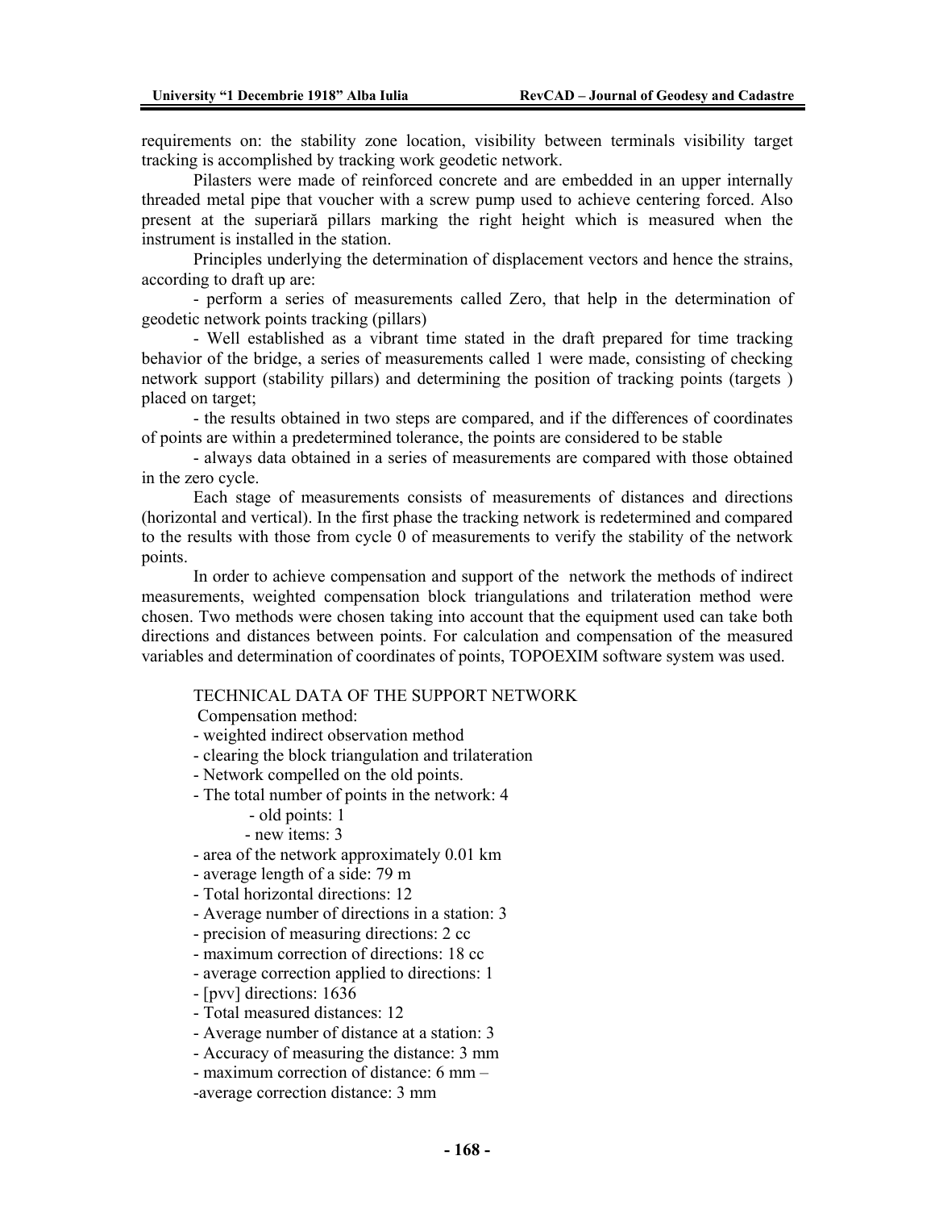requirements on: the stability zone location, visibility between terminals visibility target tracking is accomplished by tracking work geodetic network.

Pilasters were made of reinforced concrete and are embedded in an upper internally threaded metal pipe that voucher with a screw pump used to achieve centering forced. Also present at the superiară pillars marking the right height which is measured when the instrument is installed in the station.

Principles underlying the determination of displacement vectors and hence the strains, according to draft up are:

- perform a series of measurements called Zero, that help in the determination of geodetic network points tracking (pillars)
- Well established as a vibrant time stated in the draft prepared for time tracking behavior of the bridge, a series of measurements called 1 were made, consisting of checking network support (stability pillars) and determining the position of tracking points (targets ) placed on target;
- the results obtained in two steps are compared, and if the differences of coordinates of points are within a predetermined tolerance, the points are considered to be stable
- always data obtained in a series of measurements are compared with those obtained in the zero cycle.

Each stage of measurements consists of measurements of distances and directions (horizontal and vertical). In the first phase the tracking network is redetermined and compared to the results with those from cycle 0 of measurements to verify the stability of the network points.

In order to achieve compensation and support of the network the methods of indirect measurements, weighted compensation block triangulations and trilateration method were chosen. Two methods were chosen taking into account that the equipment used can take both directions and distances between points. For calculation and compensation of the measured variables and determination of coordinates of points, TOPOEXIM software system was used.

TECHNICAL DATA OF THE SUPPORT NETWORK

Compensation method:

- weighted indirect observation method
- clearing the block triangulation and trilateration
- Network compelled on the old points.
- The total number of points in the network: 4
  - old points: 1
  - new items: 3
- area of the network approximately 0.01 km
- average length of a side: 79 m
- Total horizontal directions: 12
- Average number of directions in a station: 3
- precision of measuring directions: 2 cc
- maximum correction of directions: 18 cc
- average correction applied to directions: 1
- [pvv] directions: 1636
- Total measured distances: 12
- Average number of distance at a station: 3
- Accuracy of measuring the distance: 3 mm
- maximum correction of distance: 6 mm –
- average correction distance: 3 mm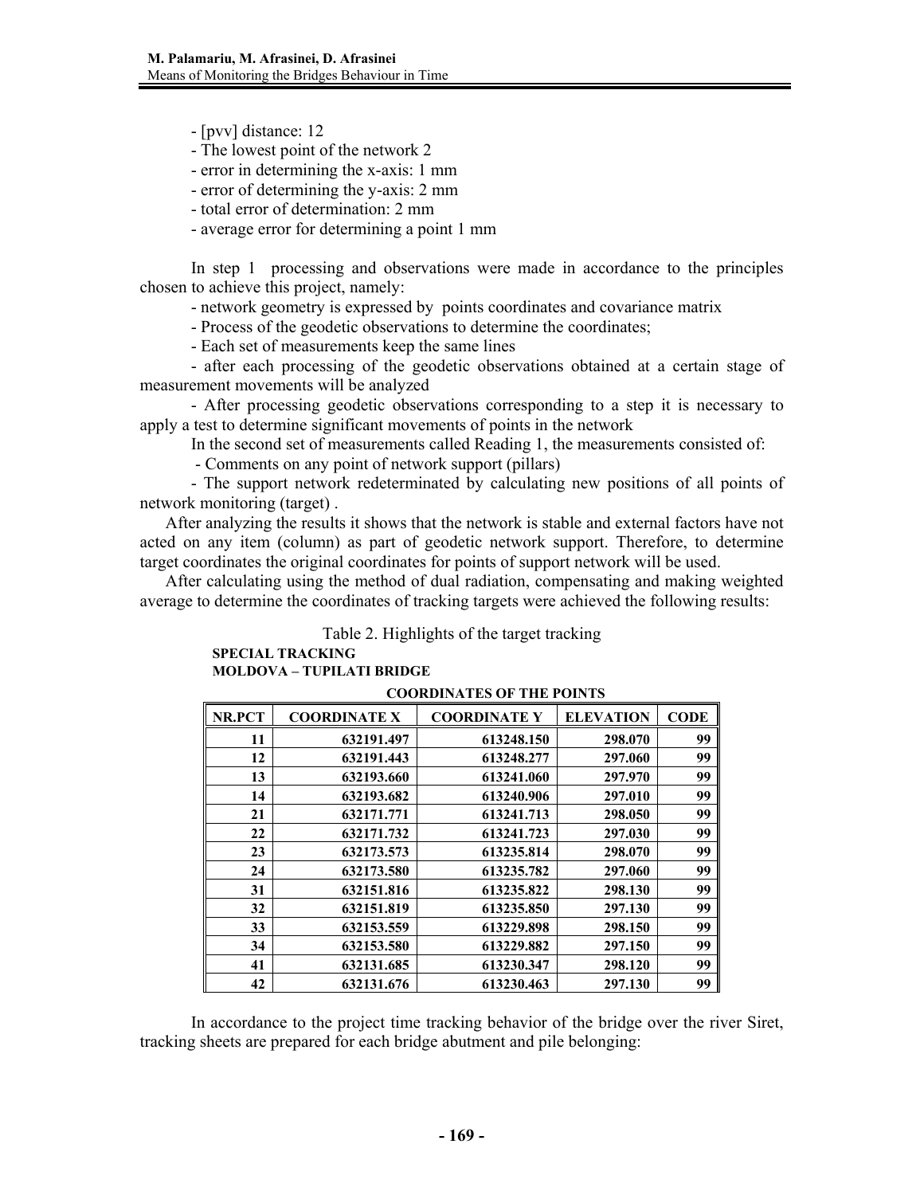- [pvv] distance: 12
- The lowest point of the network 2
- error in determining the x-axis: 1 mm
- error of determining the y-axis: 2 mm
- total error of determination: 2 mm
- average error for determining a point 1 mm

In step 1 processing and observations were made in accordance to the principles chosen to achieve this project, namely:

- network geometry is expressed by points coordinates and covariance matrix
- Process of the geodetic observations to determine the coordinates;
- Each set of measurements keep the same lines
- after each processing of the geodetic observations obtained at a certain stage of measurement movements will be analyzed
- After processing geodetic observations corresponding to a step it is necessary to apply a test to determine significant movements of points in the network

In the second set of measurements called Reading 1, the measurements consisted of:

- Comments on any point of network support (pillars)
- The support network redeterminated by calculating new positions of all points of network monitoring (target) .

After analyzing the results it shows that the network is stable and external factors have not acted on any item (column) as part of geodetic network support. Therefore, to determine target coordinates the original coordinates for points of support network will be used.

After calculating using the method of dual radiation, compensating and making weighted average to determine the coordinates of tracking targets were achieved the following results:

Table 2. Highlights of the target tracking

**SPECIAL TRACKING**
**MOLDOVA – TUPILATI BRIDGE**

**COORDINATES OF THE POINTS**

| NR.PCT | COORDINATE X | COORDINATE Y | ELEVATION | CODE |
|---|---|---|---|---|
| 11 | 632191.497 | 613248.150 | 298.070 | 99 |
| 12 | 632191.443 | 613248.277 | 297.060 | 99 |
| 13 | 632193.660 | 613241.060 | 297.970 | 99 |
| 14 | 632193.682 | 613240.906 | 297.010 | 99 |
| 21 | 632171.771 | 613241.713 | 298.050 | 99 |
| 22 | 632171.732 | 613241.723 | 297.030 | 99 |
| 23 | 632173.573 | 613235.814 | 298.070 | 99 |
| 24 | 632173.580 | 613235.782 | 297.060 | 99 |
| 31 | 632151.816 | 613235.822 | 298.130 | 99 |
| 32 | 632151.819 | 613235.850 | 297.130 | 99 |
| 33 | 632153.559 | 613229.898 | 298.150 | 99 |
| 34 | 632153.580 | 613229.882 | 297.150 | 99 |
| 41 | 632131.685 | 613230.347 | 298.120 | 99 |
| 42 | 632131.676 | 613230.463 | 297.130 | 99 |

In accordance to the project time tracking behavior of the bridge over the river Siret, tracking sheets are prepared for each bridge abutment and pile belonging: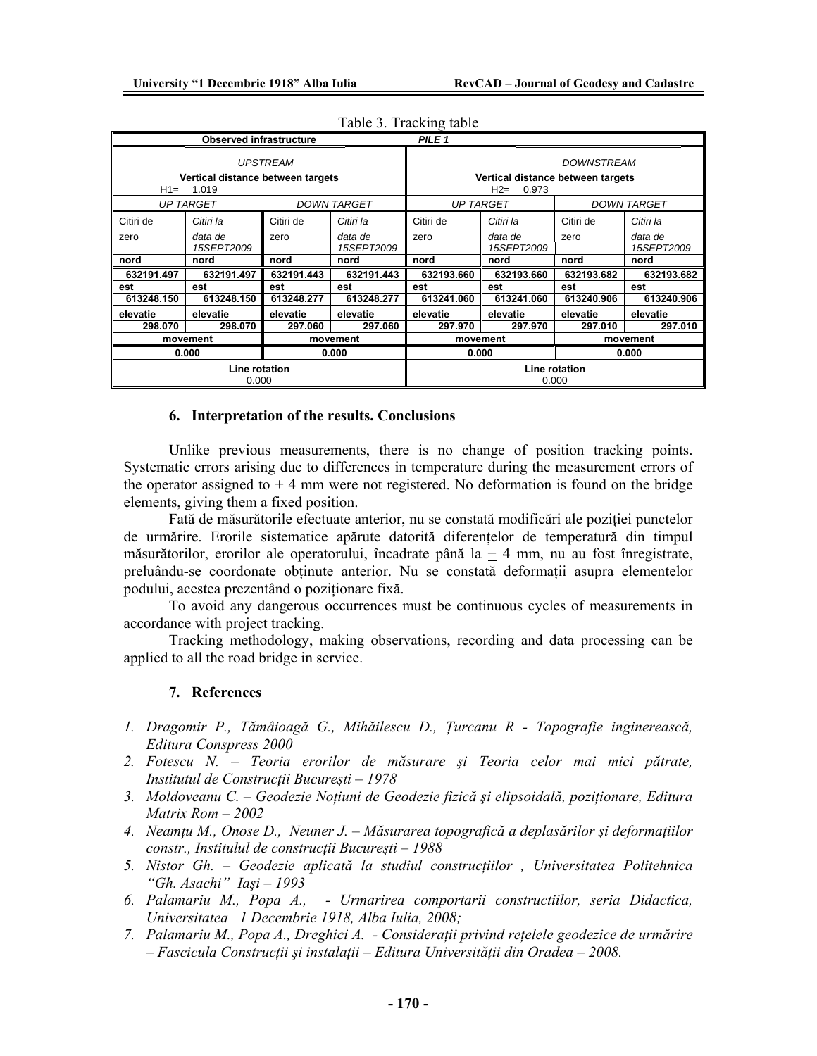Table 3. Tracking table

| Observed infrastructure | | PILE 1 | | | | | |
|---|---|---|---|---|---|---|---|
| UPSTREAM<br>Vertical distance between targets<br>H1= 1.019 | | | | DOWNSTREAM<br>Vertical distance between targets<br>H2= 0.973 | | | |
| UP TARGET | | DOWN TARGET | | UP TARGET | | DOWN TARGET | |
| Citiri de zero | Citiri la data de 15SEPT2009 | Citiri de zero | Citiri la data de 15SEPT2009 | Citiri de zero | Citiri la data de 15SEPT2009 | Citiri de zero | Citiri la data de 15SEPT2009 |
| nord | nord | nord | nord | nord | nord | nord | nord |
| 632191.497 | 632191.497 | 632191.443 | 632191.443 | 632193.660 | 632193.660 | 632193.682 | 632193.682 |
| est | est | est | est | est | est | est | est |
| 613248.150 | 613248.150 | 613248.277 | 613248.277 | 613241.060 | 613241.060 | 613240.906 | 613240.906 |
| elevatie | elevatie | elevatie | elevatie | elevatie | elevatie | elevatie | elevatie |
| 298.070 | 298.070 | 297.060 | 297.060 | 297.970 | 297.970 | 297.010 | 297.010 |
| movement | | movement | | movement | | movement | |
| 0.000 | | 0.000 | | 0.000 | | 0.000 | |
| Line rotation<br>0.000 | | | | Line rotation<br>0.000 | | | |

## 6. Interpretation of the results. Conclusions

Unlike previous measurements, there is no change of position tracking points. Systematic errors arising due to differences in temperature during the measurement errors of the operator assigned to + 4 mm were not registered. No deformation is found on the bridge elements, giving them a fixed position.

Față de măsurătorile efectuate anterior, nu se constată modificări ale poziției punctelor de urmărire. Erorile sistematice apărute datorită diferențelor de temperatură din timpul măsurătorilor, erorilor ale operatorului, încadrate până la ± 4 mm, nu au fost înregistrate, preluându-se coordonate obținute anterior. Nu se constată deformații asupra elementelor podului, acestea prezentând o poziționare fixă.

To avoid any dangerous occurrences must be continuous cycles of measurements in accordance with project tracking.

Tracking methodology, making observations, recording and data processing can be applied to all the road bridge in service.

## 7. References

1. *Dragomir P., Tămâioagă G., Mihăilescu D., Țurcanu R - Topografie inginerească, Editura Conspress 2000*
2. *Fotescu N. – Teoria erorilor de măsurare şi Teoria celor mai mici pătrate, Institutul de Construcții Bucureşti – 1978*
3. *Moldoveanu C. – Geodezie Noțiuni de Geodezie fizică şi elipsoidală, poziționare, Editura Matrix Rom – 2002*
4. *Neamțu M., Onose D., Neuner J. – Măsurarea topografică a deplasărilor şi deformațiilor constr., Institulul de construcții Bucureşti – 1988*
5. *Nistor Gh. – Geodezie aplicată la studiul construcțiilor , Universitatea Politehnica "Gh. Asachi" Iaşi – 1993*
6. *Palamariu M., Popa A., - Urmarirea comportarii constructiilor, seria Didactica, Universitatea 1 Decembrie 1918, Alba Iulia, 2008;*
7. *Palamariu M., Popa A., Dreghici A. - Considerații privind rețelele geodezice de urmărire – Fascicula Construcții şi instalații – Editura Universității din Oradea – 2008.*